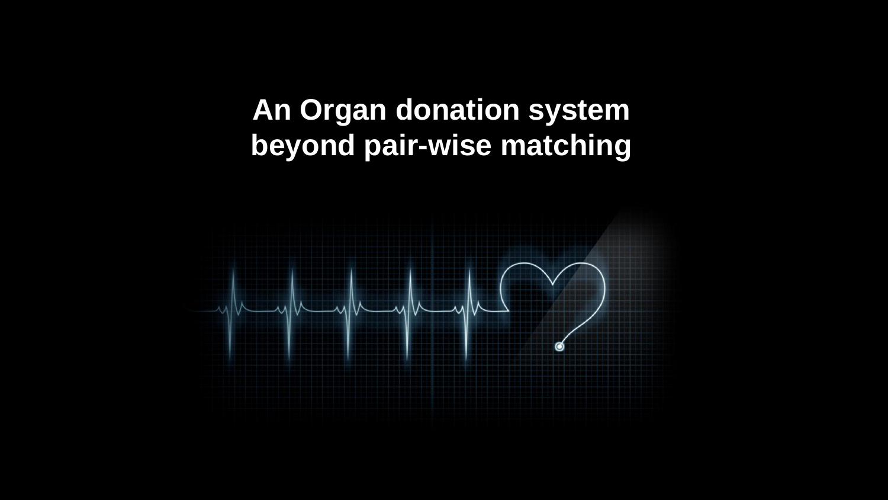# An Organ donation system beyond pair-wise matching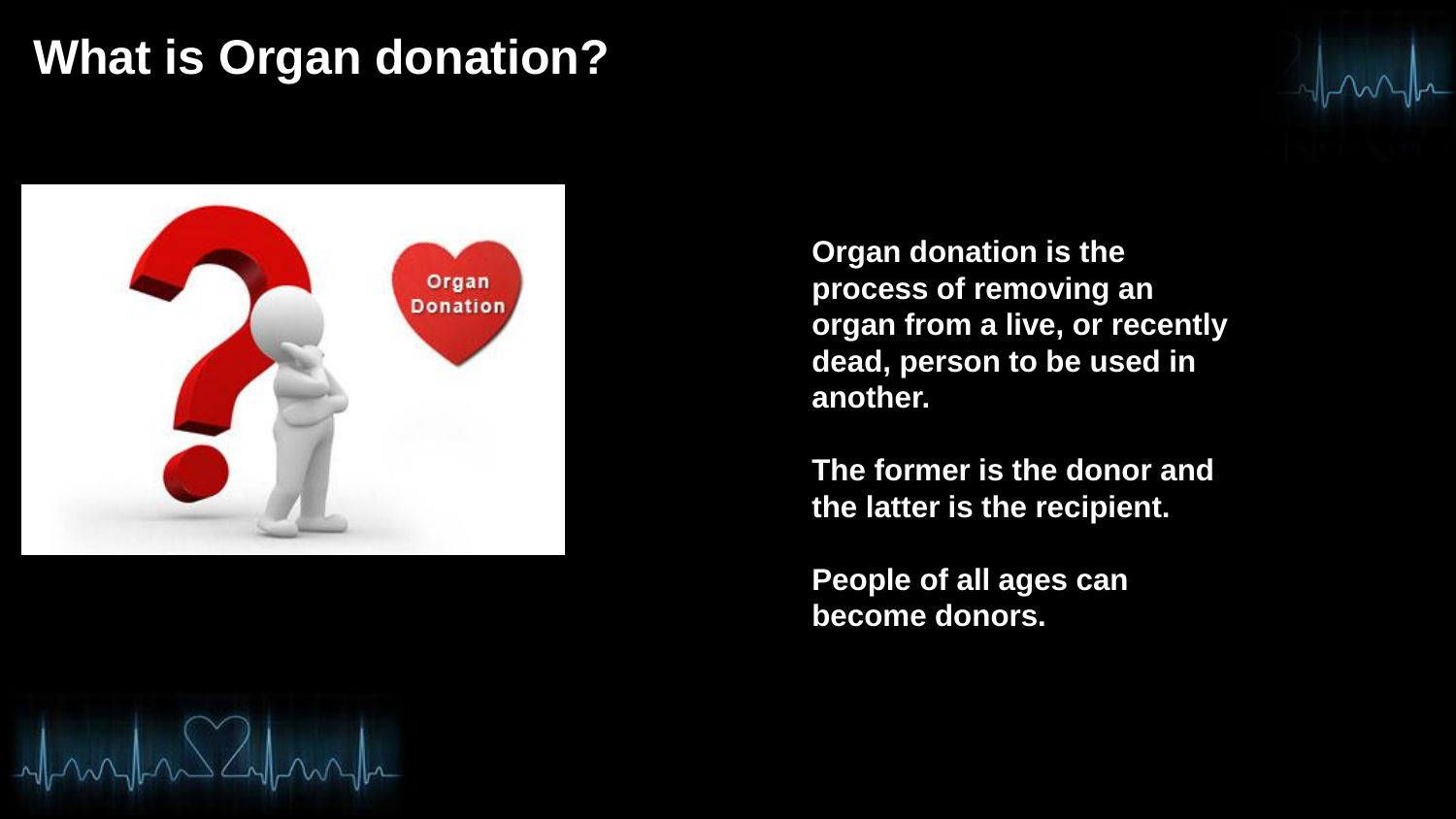# What is Organ donation?

**Organ donation is the process of removing an organ from a live, or recently dead, person to be used in another.**

**The former is the donor and the latter is the recipient.**

**People of all ages can become donors.**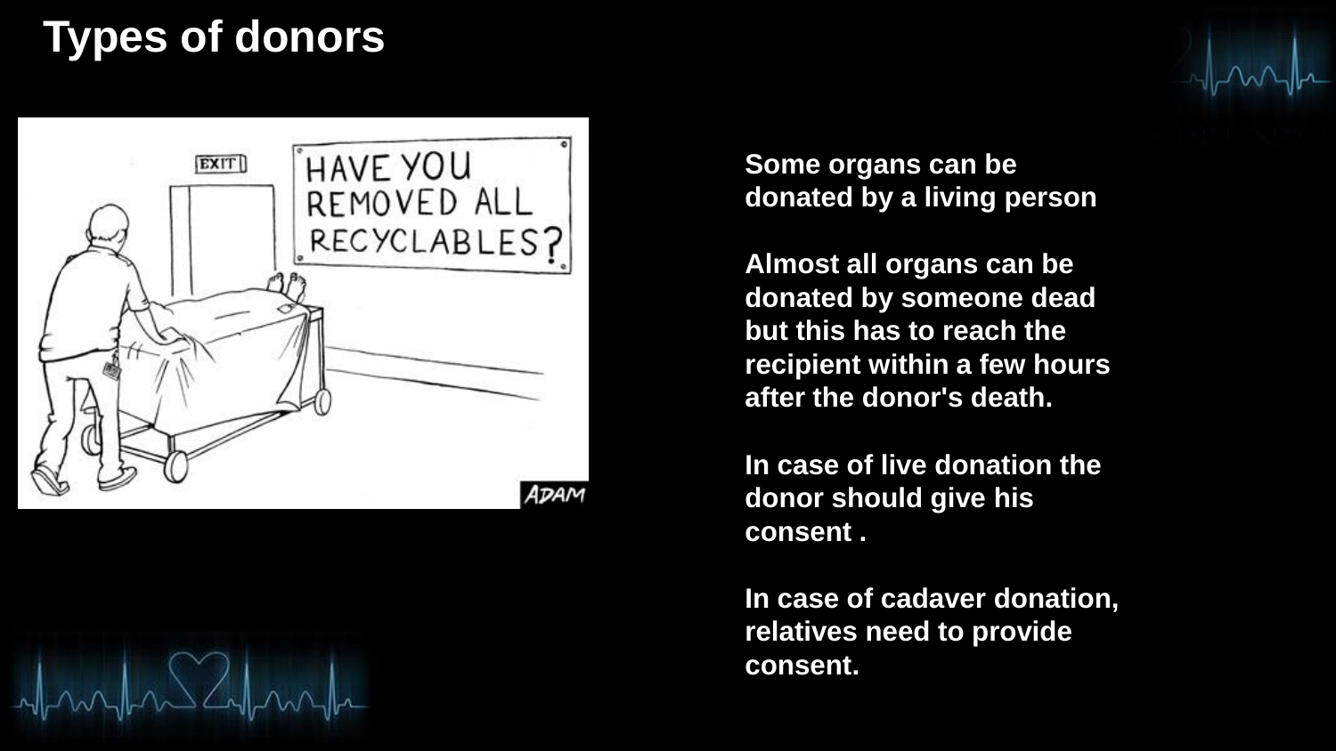# Types of donors

Some organs can be donated by a living person

Almost all organs can be donated by someone dead but this has to reach the recipient within a few hours after the donor's death.

In case of live donation the donor should give his consent .

In case of cadaver donation, relatives need to provide consent.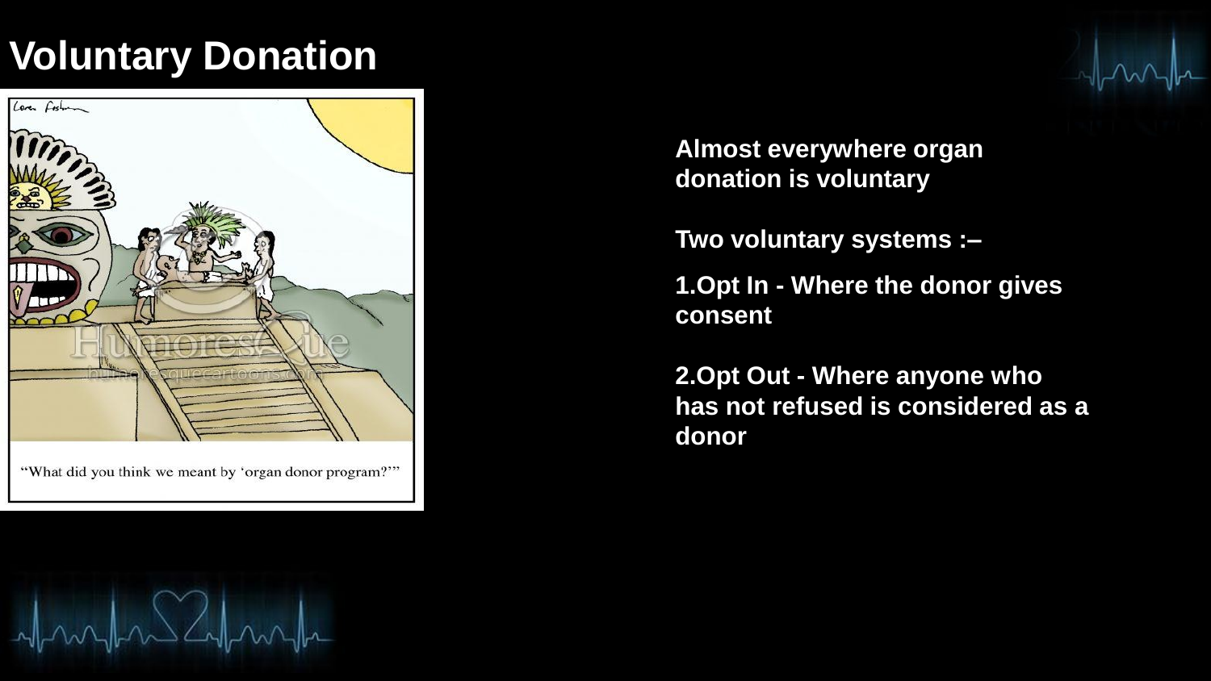# Voluntary Donation

**Almost everywhere organ donation is voluntary**

**Two voluntary systems :–**

1. **Opt In - Where the donor gives consent**

2. **Opt Out - Where anyone who has not refused is considered as a donor**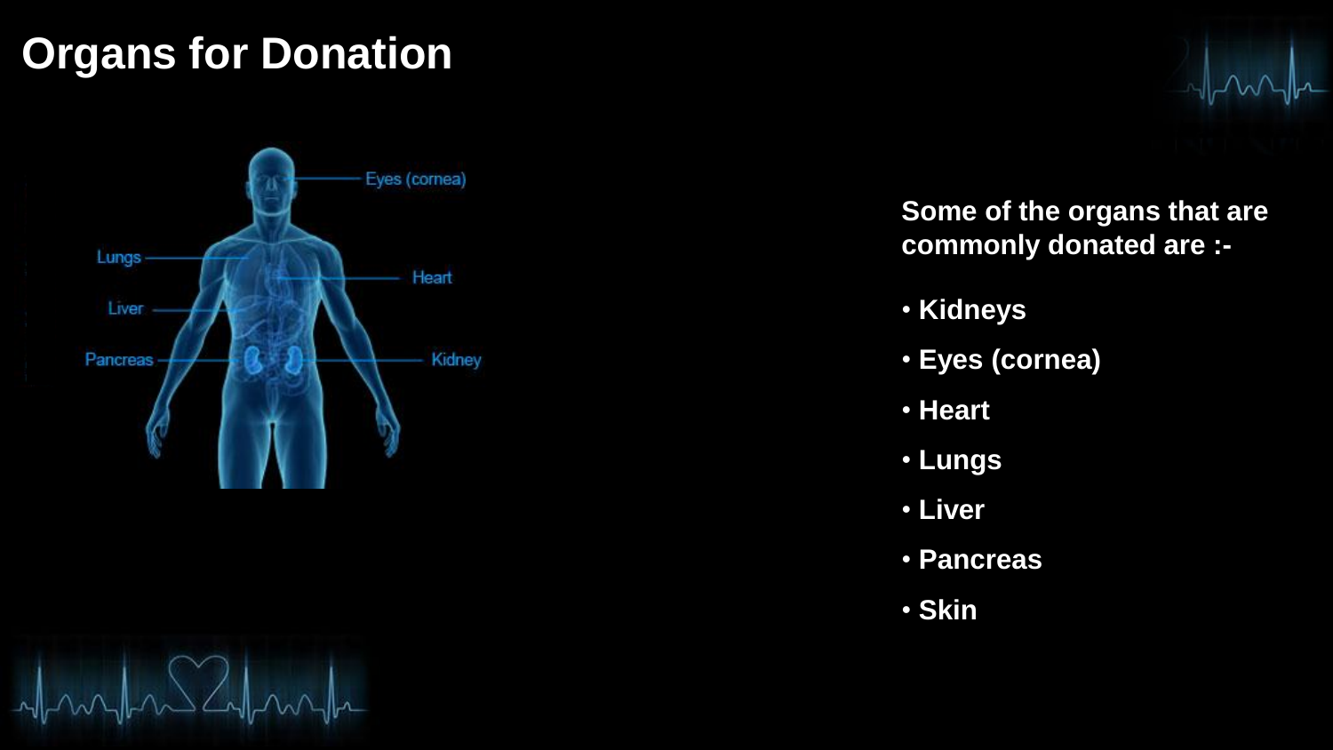# Organs for Donation

Some of the organs that are commonly donated are :-

- Kidneys
- Eyes (cornea)
- Heart
- Lungs
- Liver
- Pancreas
- Skin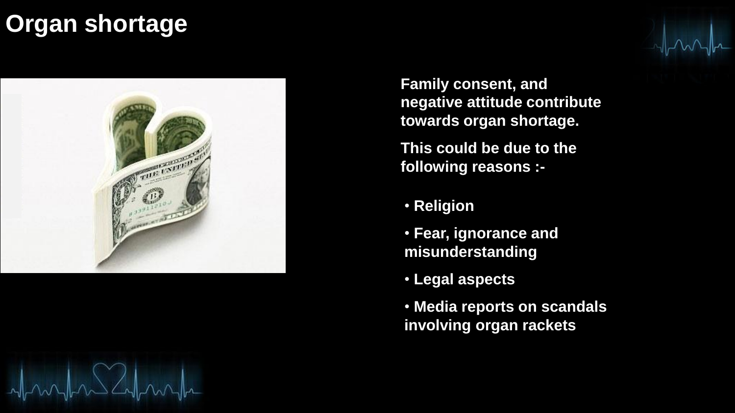# Organ shortage

Family consent, and negative attitude contribute towards organ shortage.

This could be due to the following reasons :-

- Religion
- Fear, ignorance and misunderstanding
- Legal aspects
- Media reports on scandals involving organ rackets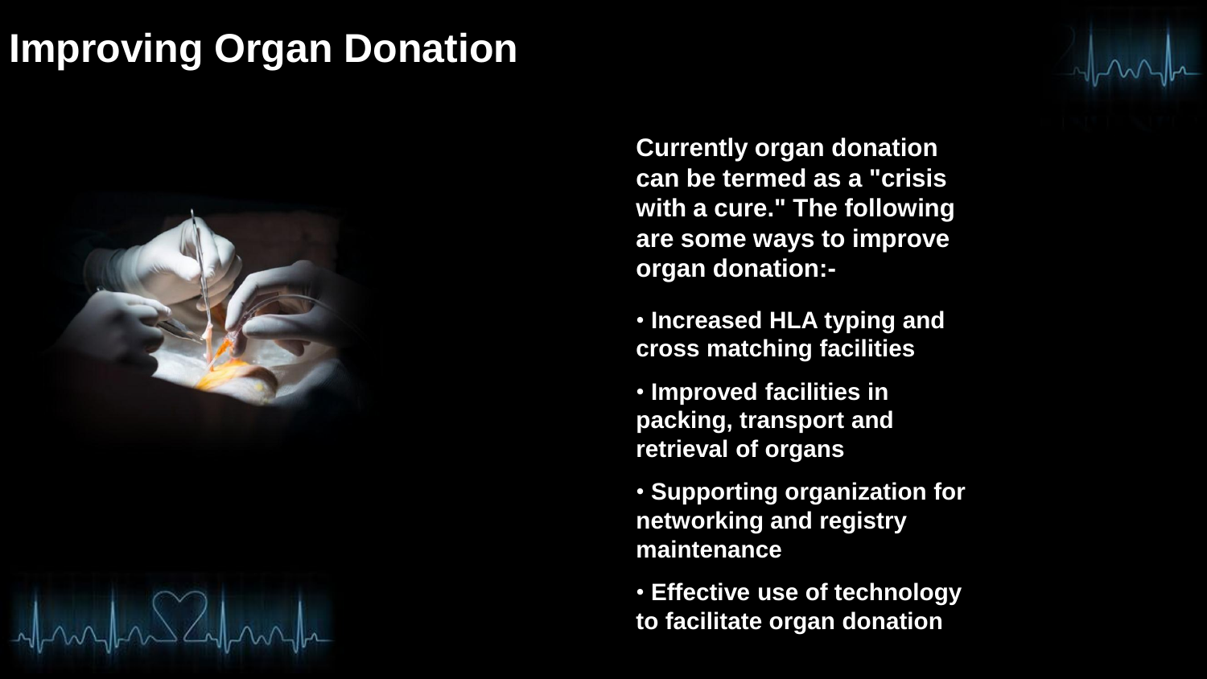# Improving Organ Donation

**Currently organ donation can be termed as a "crisis with a cure." The following are some ways to improve organ donation:-**

- **Increased HLA typing and cross matching facilities**
- **Improved facilities in packing, transport and retrieval of organs**
- **Supporting organization for networking and registry maintenance**
- **Effective use of technology to facilitate organ donation**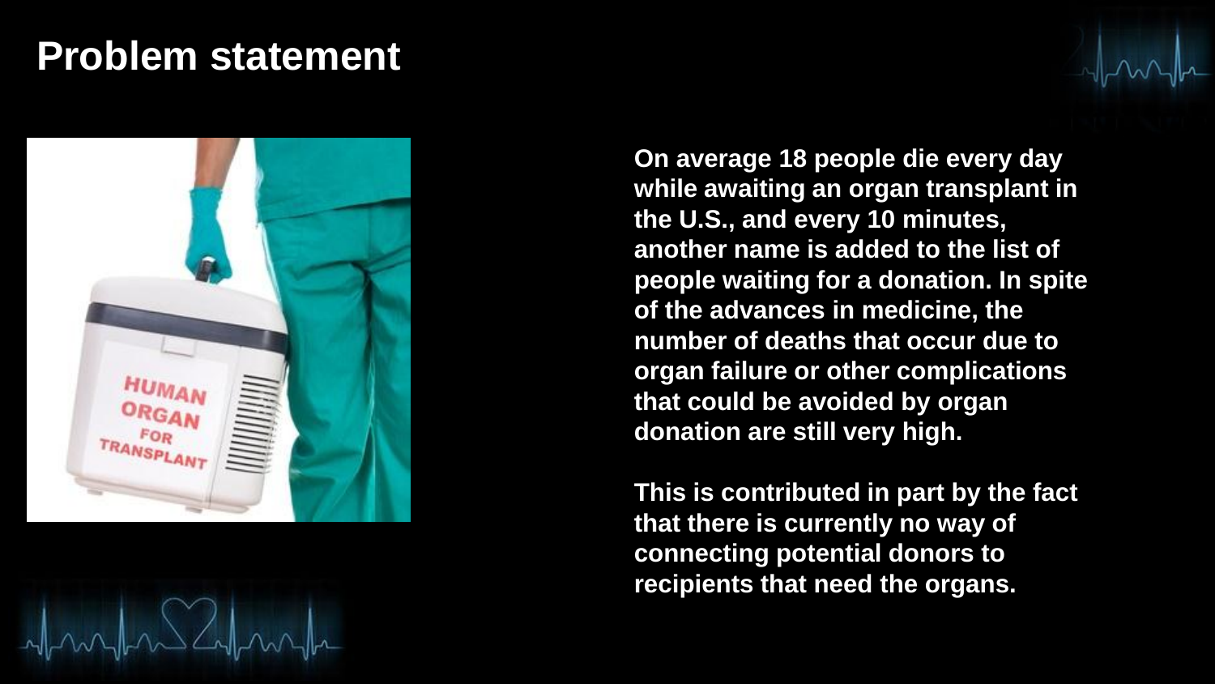# Problem statement

On average 18 people die every day while awaiting an organ transplant in the U.S., and every 10 minutes, another name is added to the list of people waiting for a donation. In spite of the advances in medicine, the number of deaths that occur due to organ failure or other complications that could be avoided by organ donation are still very high.

This is contributed in part by the fact that there is currently no way of connecting potential donors to recipients that need the organs.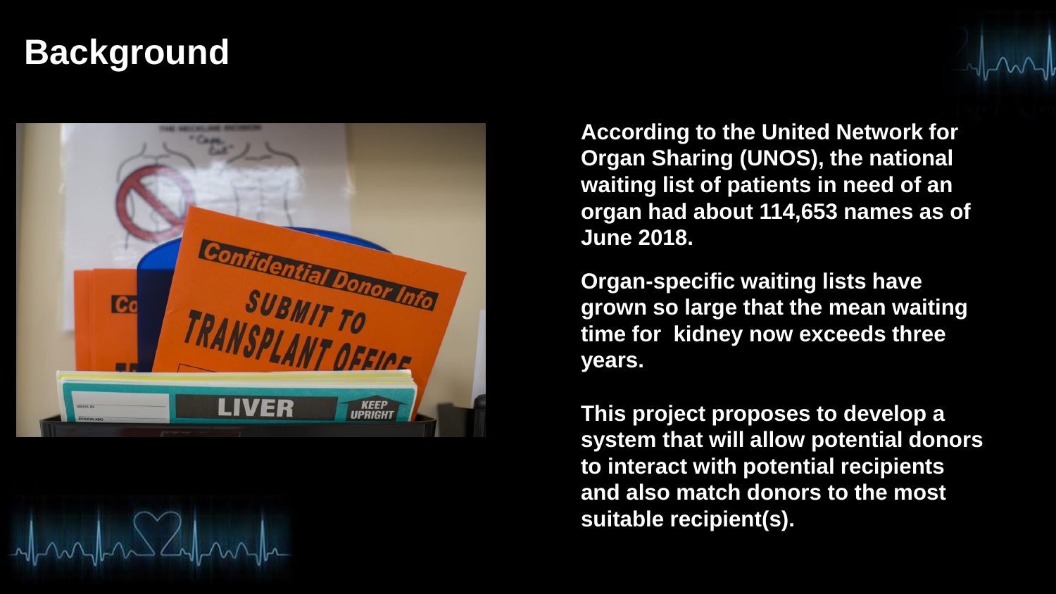# Background

According to the United Network for Organ Sharing (UNOS), the national waiting list of patients in need of an organ had about 114,653 names as of June 2018.

Organ-specific waiting lists have grown so large that the mean waiting time for kidney now exceeds three years.

This project proposes to develop a system that will allow potential donors to interact with potential recipients and also match donors to the most suitable recipient(s).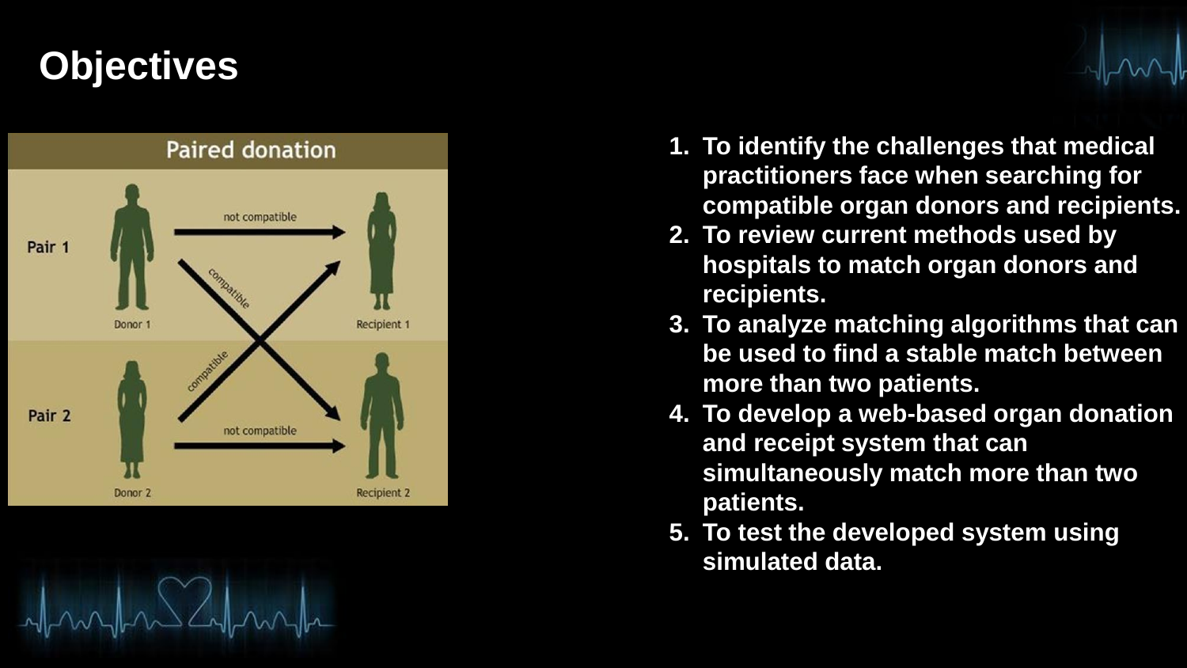# Objectives

1. To identify the challenges that medical practitioners face when searching for compatible organ donors and recipients.
2. To review current methods used by hospitals to match organ donors and recipients.
3. To analyze matching algorithms that can be used to find a stable match between more than two patients.
4. To develop a web-based organ donation and receipt system that can simultaneously match more than two patients.
5. To test the developed system using simulated data.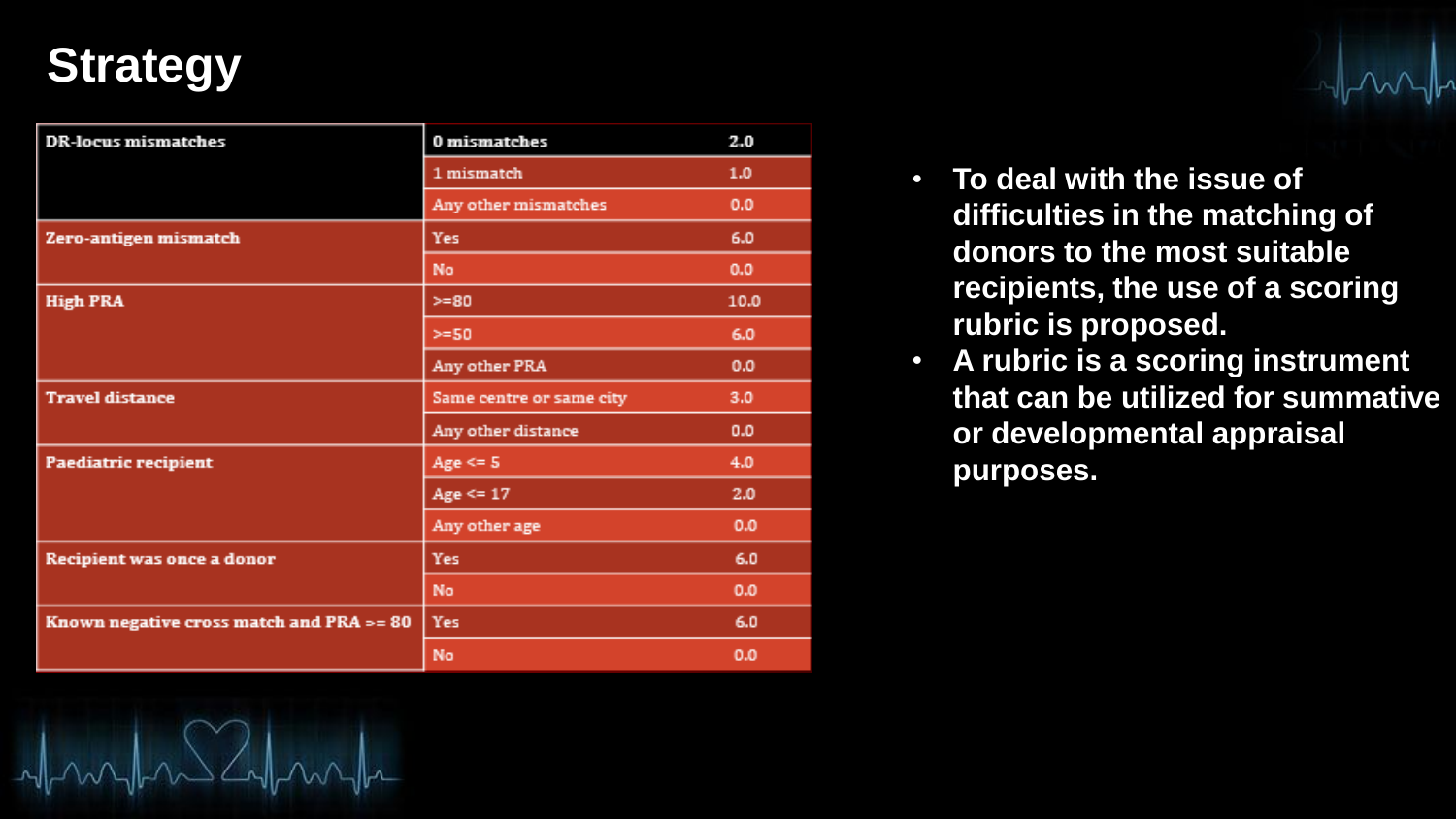# Strategy

| Criterion | Value | Score |
|---|---|---|
| DR-locus mismatches | 0 mismatches | 2.0 |
| | 1 mismatch | 1.0 |
| | Any other mismatches | 0.0 |
| Zero-antigen mismatch | Yes | 6.0 |
| | No | 0.0 |
| High PRA | >=80 | 10.0 |
| | >=50 | 6.0 |
| | Any other PRA | 0.0 |
| Travel distance | Same centre or same city | 3.0 |
| | Any other distance | 0.0 |
| Paediatric recipient | Age <= 5 | 4.0 |
| | Age <= 17 | 2.0 |
| | Any other age | 0.0 |
| Recipient was once a donor | Yes | 6.0 |
| | No | 0.0 |
| Known negative cross match and PRA >= 80 | Yes | 6.0 |
| | No | 0.0 |

- **To deal with the issue of difficulties in the matching of donors to the most suitable recipients, the use of a scoring rubric is proposed.**
- **A rubric is a scoring instrument that can be utilized for summative or developmental appraisal purposes.**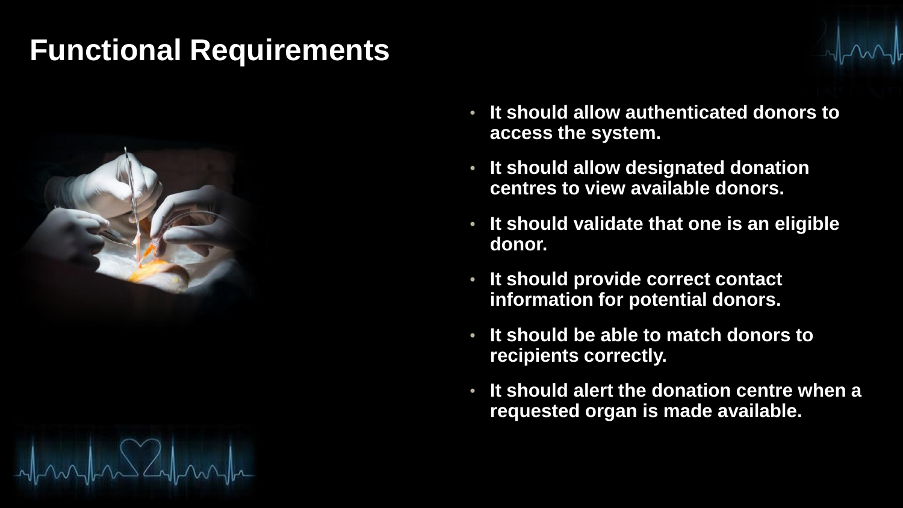# Functional Requirements

- It should allow authenticated donors to access the system.
- It should allow designated donation centres to view available donors.
- It should validate that one is an eligible donor.
- It should provide correct contact information for potential donors.
- It should be able to match donors to recipients correctly.
- It should alert the donation centre when a requested organ is made available.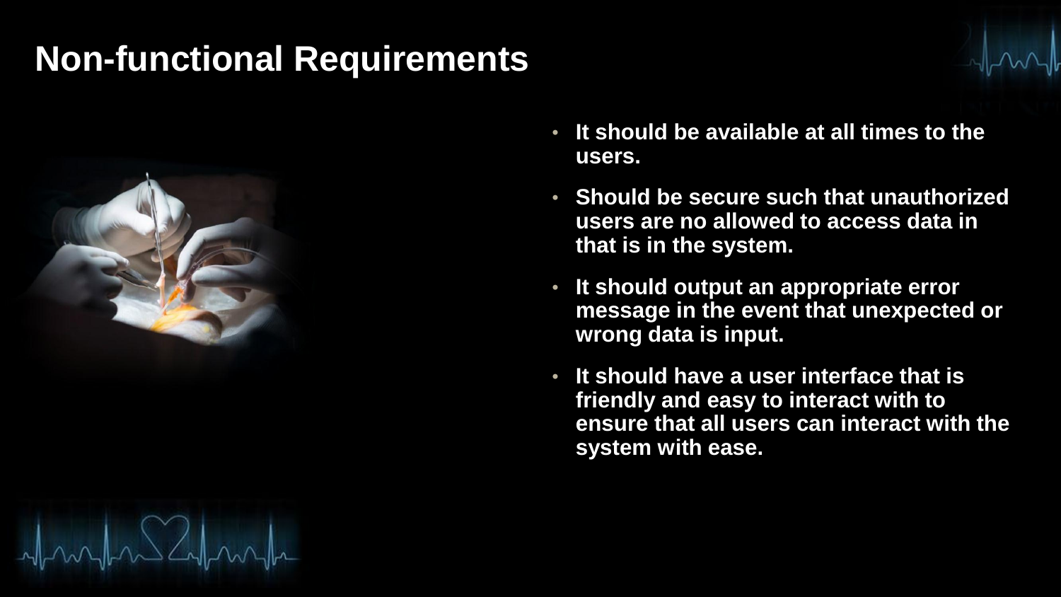# Non-functional Requirements

- **It should be available at all times to the users.**
- **Should be secure such that unauthorized users are no allowed to access data in that is in the system.**
- **It should output an appropriate error message in the event that unexpected or wrong data is input.**
- **It should have a user interface that is friendly and easy to interact with to ensure that all users can interact with the system with ease.**